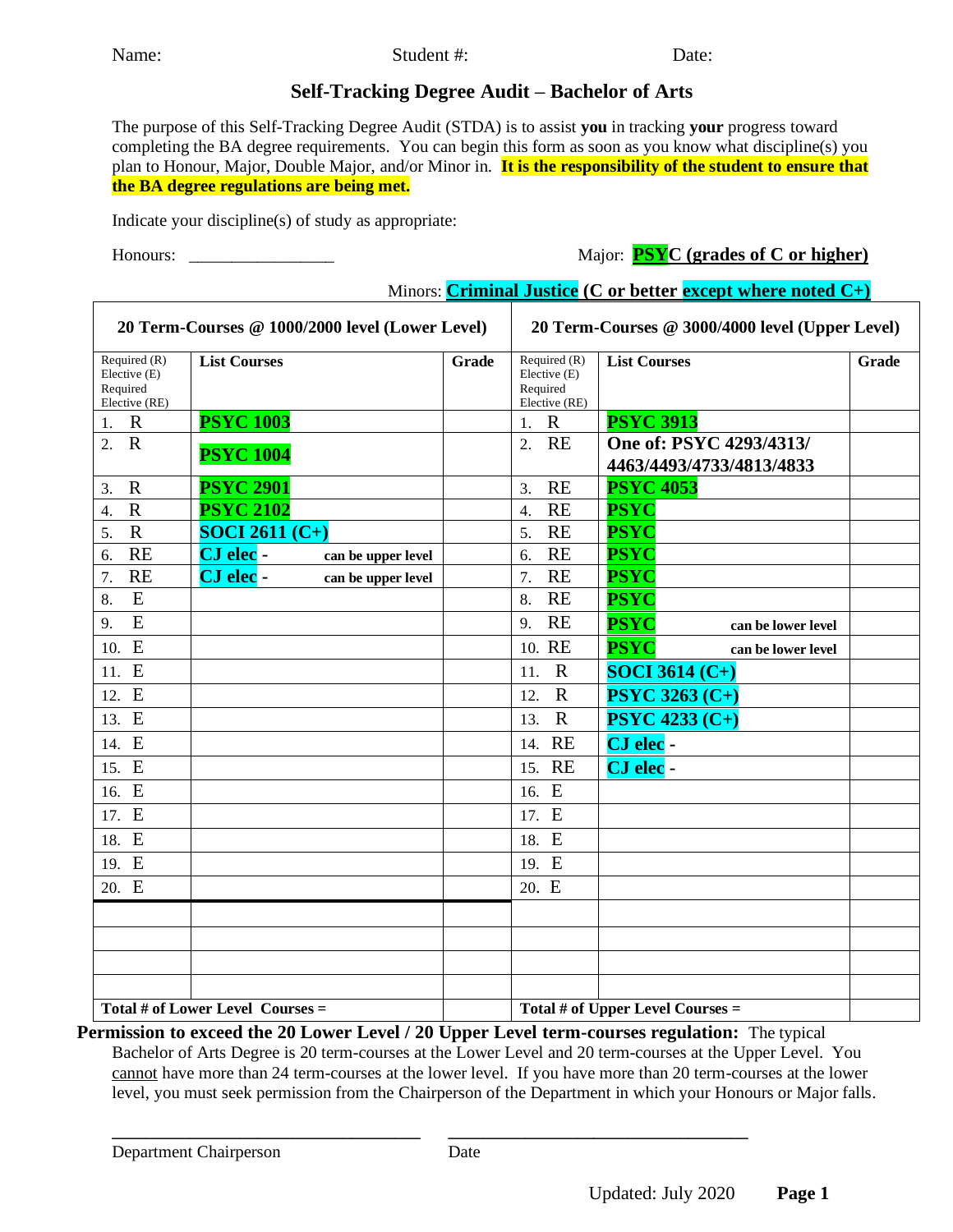Name: Student #: Date:

## Self-Tracking Degree Audit – Bachelor of Arts

The purpose of this Self-Tracking Degree Audit (STDA) is to assist **you** in tracking **your** progress toward completing the BA degree requirements. You can begin this form as soon as you know what discipline(s) you plan to Honour, Major, Double Major, and/or Minor in. **It is the responsibility of the student to ensure that the BA degree regulations are being met.**

Indicate your discipline(s) of study as appropriate:

Honours: _________________

Major: **PSYC (grades of C or higher)**

Minors: **Criminal Justice (C or better except where noted C+)**

| 20 Term-Courses @ 1000/2000 level (Lower Level) | | | 20 Term-Courses @ 3000/4000 level (Upper Level) | | |
|---|---|---|---|---|---|
| Required (R) Elective (E) Required Elective (RE) | **List Courses** | **Grade** | Required (R) Elective (E) Required Elective (RE) | **List Courses** | **Grade** |
| 1. R | **PSYC 1003** | | 1. R | **PSYC 3913** | |
| 2. R | **PSYC 1004** | | 2. RE | **One of: PSYC 4293/4313/ 4463/4493/4733/4813/4833** | |
| 3. R | **PSYC 2901** | | 3. RE | **PSYC 4053** | |
| 4. R | **PSYC 2102** | | 4. RE | **PSYC** | |
| 5. R | **SOCI 2611 (C+)** | | 5. RE | **PSYC** | |
| 6. RE | **CJ elec** - can be upper level | | 6. RE | **PSYC** | |
| 7. RE | **CJ elec** - can be upper level | | 7. RE | **PSYC** | |
| 8. E | | | 8. RE | **PSYC** | |
| 9. E | | | 9. RE | **PSYC** can be lower level | |
| 10. E | | | 10. RE | **PSYC** can be lower level | |
| 11. E | | | 11. R | **SOCI 3614 (C+)** | |
| 12. E | | | 12. R | **PSYC 3263 (C+)** | |
| 13. E | | | 13. R | **PSYC 4233 (C+)** | |
| 14. E | | | 14. RE | **CJ elec** - | |
| 15. E | | | 15. RE | **CJ elec** - | |
| 16. E | | | 16. E | | |
| 17. E | | | 17. E | | |
| 18. E | | | 18. E | | |
| 19. E | | | 19. E | | |
| 20. E | | | 20. E | | |
| | | | | | |
| | | | | | |
| | | | | | |
| | | | | | |
| **Total # of Lower Level Courses =** | | | **Total # of Upper Level Courses =** | | |

**Permission to exceed the 20 Lower Level / 20 Upper Level term-courses regulation:** The typical Bachelor of Arts Degree is 20 term-courses at the Lower Level and 20 term-courses at the Upper Level. You cannot have more than 24 term-courses at the lower level. If you have more than 20 term-courses at the lower level, you must seek permission from the Chairperson of the Department in which your Honours or Major falls.

___________________________________ ___________________________________

Department Chairperson Date

Updated: July 2020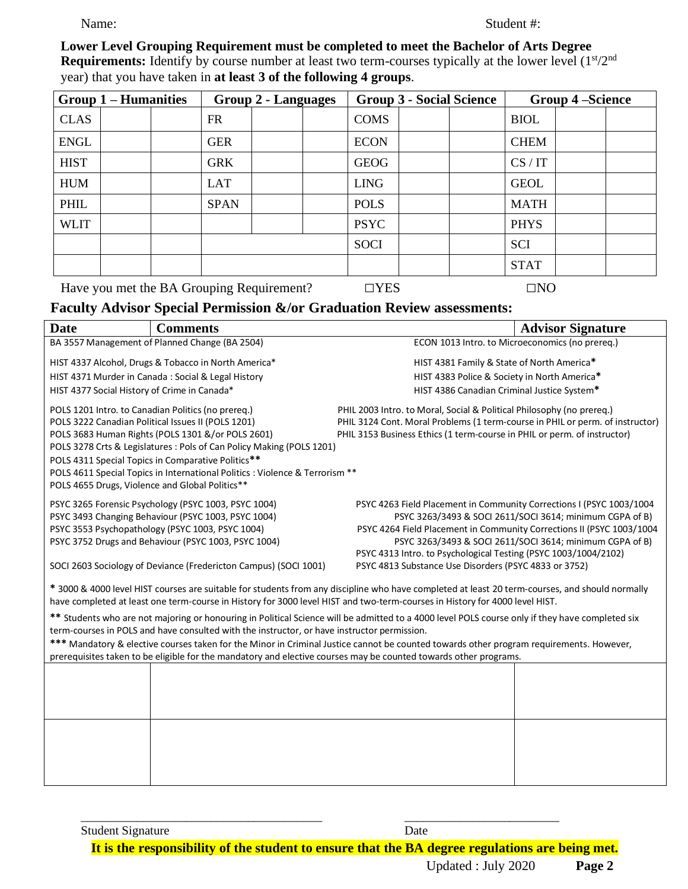Name: Student #:

**Lower Level Grouping Requirement must be completed to meet the Bachelor of Arts Degree Requirements:** Identify by course number at least two term-courses typically at the lower level (1st/2nd year) that you have taken in **at least 3 of the following 4 groups**.

| Group 1 – Humanities | | | Group 2 - Languages | | | Group 3 - Social Science | | | Group 4 –Science | | |
|---|---|---|---|---|---|---|---|---|---|---|---|
| CLAS | | | FR | | | COMS | | | BIOL | | |
| ENGL | | | GER | | | ECON | | | CHEM | | |
| HIST | | | GRK | | | GEOG | | | CS / IT | | |
| HUM | | | LAT | | | LING | | | GEOL | | |
| PHIL | | | SPAN | | | POLS | | | MATH | | |
| WLIT | | | | | | PSYC | | | PHYS | | |
| | | | | | | SOCI | | | SCI | | |
| | | | | | | | | | STAT | | |

Have you met the BA Grouping Requirement? ☐YES ☐NO

## Faculty Advisor Special Permission &/or Graduation Review assessments:

| Date | Comments | Advisor Signature |
|---|---|---|

BA 3557 Management of Planned Change (BA 2504)
ECON 1013 Intro. to Microeconomics (no prereq.)

HIST 4337 Alcohol, Drugs & Tobacco in North America*
HIST 4371 Murder in Canada : Social & Legal History
HIST 4377 Social History of Crime in Canada*
HIST 4381 Family & State of North America*
HIST 4383 Police & Society in North America*
HIST 4386 Canadian Criminal Justice System*

POLS 1201 Intro. to Canadian Politics (no prereq.)
POLS 3222 Canadian Political Issues II (POLS 1201)
POLS 3683 Human Rights (POLS 1301 &/or POLS 2601)
POLS 3278 Crts & Legislatures : Pols of Can Policy Making (POLS 1201)
POLS 4311 Special Topics in Comparative Politics**
POLS 4611 Special Topics in International Politics : Violence & Terrorism **
POLS 4655 Drugs, Violence and Global Politics**

PHIL 2003 Intro. to Moral, Social & Political Philosophy (no prereq.)
PHIL 3124 Cont. Moral Problems (1 term-course in PHIL or perm. of instructor)
PHIL 3153 Business Ethics (1 term-course in PHIL or perm. of instructor)

PSYC 3265 Forensic Psychology (PSYC 1003, PSYC 1004)
PSYC 3493 Changing Behaviour (PSYC 1003, PSYC 1004)
PSYC 3553 Psychopathology (PSYC 1003, PSYC 1004)
PSYC 3752 Drugs and Behaviour (PSYC 1003, PSYC 1004)

SOCI 2603 Sociology of Deviance (Fredericton Campus) (SOCI 1001)

PSYC 4263 Field Placement in Community Corrections I (PSYC 1003/1004 PSYC 3263/3493 & SOCI 2611/SOCI 3614; minimum CGPA of B)
PSYC 4264 Field Placement in Community Corrections II (PSYC 1003/1004 PSYC 3263/3493 & SOCI 2611/SOCI 3614; minimum CGPA of B)
PSYC 4313 Intro. to Psychological Testing (PSYC 1003/1004/2102)
PSYC 4813 Substance Use Disorders (PSYC 4833 or 3752)

\* 3000 & 4000 level HIST courses are suitable for students from any discipline who have completed at least 20 term-courses, and should normally have completed at least one term-course in History for 3000 level HIST and two-term-courses in History for 4000 level HIST.

** Students who are not majoring or honouring in Political Science will be admitted to a 4000 level POLS course only if they have completed six term-courses in POLS and have consulted with the instructor, or have instructor permission.

*** Mandatory & elective courses taken for the Minor in Criminal Justice cannot be counted towards other program requirements. However, prerequisites taken to be eligible for the mandatory and elective courses may be counted towards other programs.

| | | |
|---|---|---|
| | | |
| | | |

\_\_\_\_\_\_\_\_\_\_\_\_\_\_\_\_\_\_\_\_\_\_\_\_\_\_\_\_\_\_\_\_\_\_\_\_ \_\_\_\_\_\_\_\_\_\_\_\_\_\_\_\_\_\_\_\_\_\_\_\_

Student Signature Date

**It is the responsibility of the student to ensure that the BA degree regulations are being met.**

Updated : July 2020